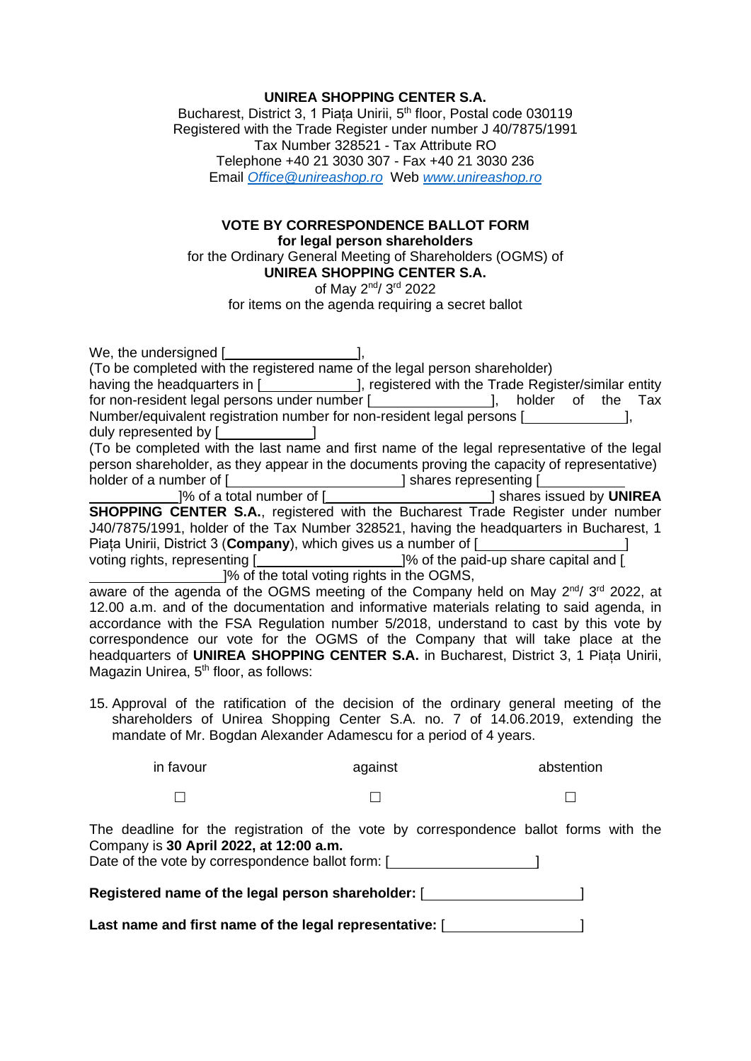**UNIREA SHOPPING CENTER S.A.**
Bucharest, District 3, 1 Piața Unirii, 5th floor, Postal code 030119
Registered with the Trade Register under number J 40/7875/1991
Tax Number 328521 - Tax Attribute RO
Telephone +40 21 3030 307 - Fax +40 21 3030 236
Email *Office@unireashop.ro* Web *www.unireashop.ro*

**VOTE BY CORRESPONDENCE BALLOT FORM**
**for legal person shareholders**
for the Ordinary General Meeting of Shareholders (OGMS) of
**UNIREA SHOPPING CENTER S.A.**
of May 2nd/ 3rd 2022
for items on the agenda requiring a secret ballot

We, the undersigned [\_\_\_\_\_\_\_\_\_\_\_\_\_\_\_\_\_\_],
(To be completed with the registered name of the legal person shareholder)
having the headquarters in [\_\_\_\_\_\_\_\_\_\_\_\_\_], registered with the Trade Register/similar entity for non-resident legal persons under number [\_\_\_\_\_\_\_\_\_\_\_\_\_\_\_\_], holder of the Tax Number/equivalent registration number for non-resident legal persons [\_\_\_\_\_\_\_\_\_\_\_\_\_\_],
duly represented by [\_\_\_\_\_\_\_\_\_\_\_\_\_]
(To be completed with the last name and first name of the legal representative of the legal person shareholder, as they appear in the documents proving the capacity of representative)
holder of a number of [\_\_\_\_\_\_\_\_\_\_\_\_\_\_\_\_\_\_\_\_\_\_\_\_] shares representing [\_\_\_\_\_\_\_\_\_\_\_\_\_\_\_\_\_\_\_\_\_\_\_]% of a total number of [\_\_\_\_\_\_\_\_\_\_\_\_\_\_\_\_\_\_\_\_\_\_\_\_] shares issued by **UNIREA SHOPPING CENTER S.A.**, registered with the Bucharest Trade Register under number J40/7875/1991, holder of the Tax Number 328521, having the headquarters in Bucharest, 1 Piața Unirii, District 3 (**Company**), which gives us a number of [\_\_\_\_\_\_\_\_\_\_\_\_\_\_\_\_\_\_\_\_\_\_] voting rights, representing [\_\_\_\_\_\_\_\_\_\_\_\_\_\_\_\_\_\_\_\_\_]% of the paid-up share capital and [\_\_\_\_\_\_\_\_\_\_\_\_\_\_\_\_\_\_\_\_\_\_]% of the total voting rights in the OGMS,
aware of the agenda of the OGMS meeting of the Company held on May 2nd/ 3rd 2022, at 12.00 a.m. and of the documentation and informative materials relating to said agenda, in accordance with the FSA Regulation number 5/2018, understand to cast by this vote by correspondence our vote for the OGMS of the Company that will take place at the headquarters of **UNIREA SHOPPING CENTER S.A.** in Bucharest, District 3, 1 Piața Unirii, Magazin Unirea, 5th floor, as follows:

15. Approval of the ratification of the decision of the ordinary general meeting of the shareholders of Unirea Shopping Center S.A. no. 7 of 14.06.2019, extending the mandate of Mr. Bogdan Alexander Adamescu for a period of 4 years.

| in favour | against | abstention |
|---|---|---|
| ☐ | ☐ | ☐ |

The deadline for the registration of the vote by correspondence ballot forms with the Company is **30 April 2022, at 12:00 a.m.**
Date of the vote by correspondence ballot form: [\_\_\_\_\_\_\_\_\_\_\_\_\_\_\_\_\_\_\_\_]

**Registered name of the legal person shareholder:** [\_\_\_\_\_\_\_\_\_\_\_\_\_\_\_\_\_\_\_\_\_]

**Last name and first name of the legal representative:** [\_\_\_\_\_\_\_\_\_\_\_\_\_\_\_\_\_\_\_\_]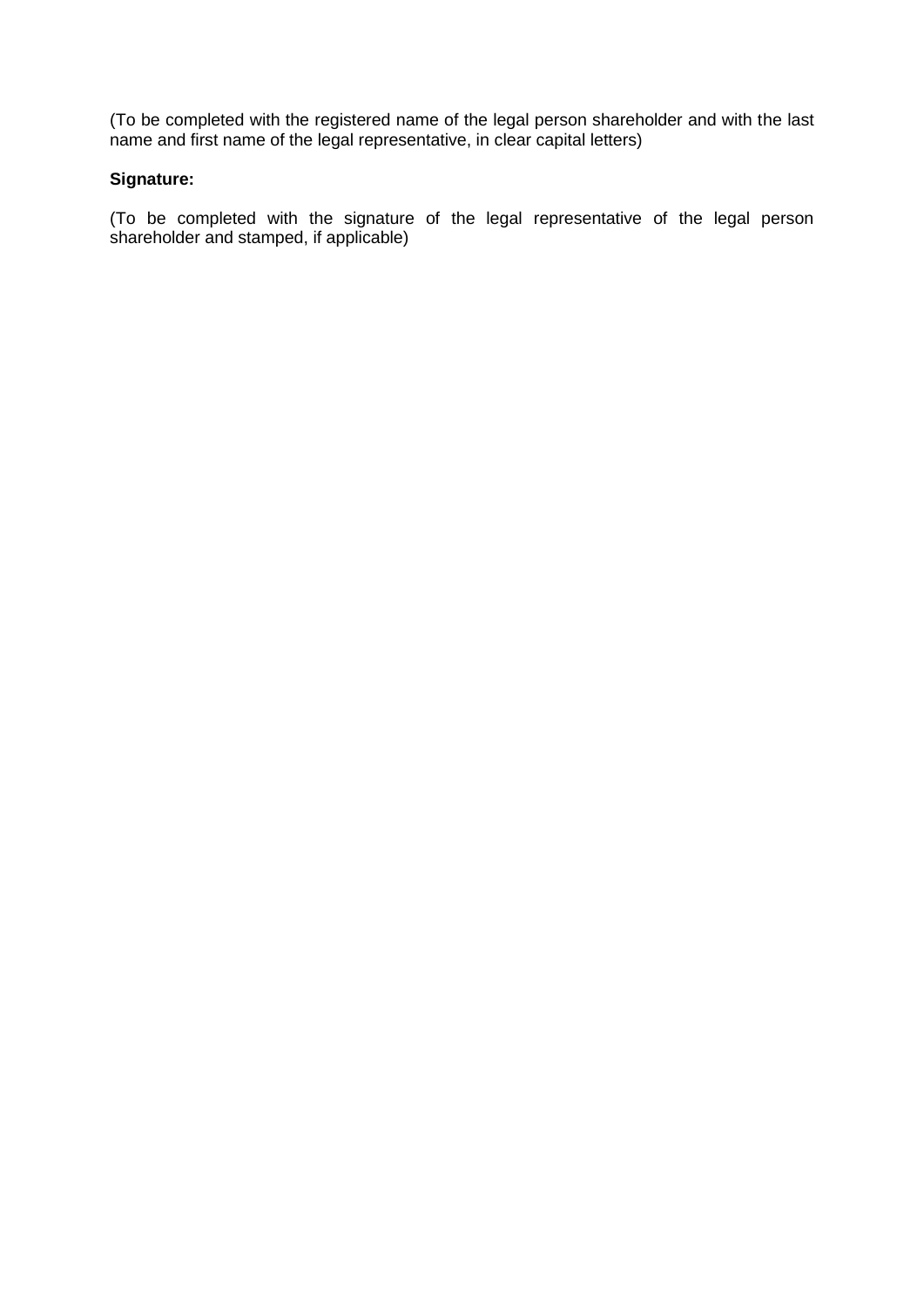(To be completed with the registered name of the legal person shareholder and with the last name and first name of the legal representative, in clear capital letters)

**Signature:**

(To be completed with the signature of the legal representative of the legal person shareholder and stamped, if applicable)